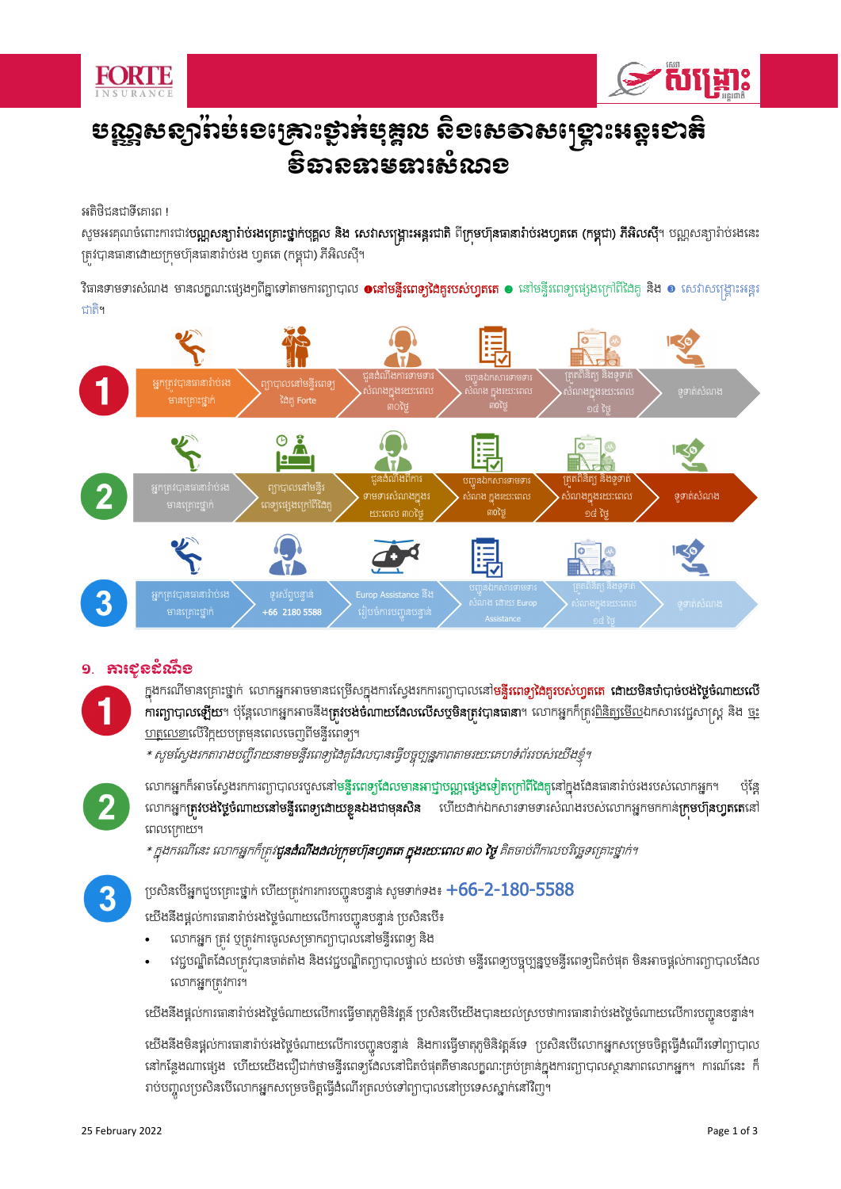# បណ្ណសន្យារ៉ាប់រងគ្រោះថ្នាក់បុគ្គល និងសេវាសង្គ្រោះអន្តរជាតិ
## វិធានទាមទារសំណង

អតិថិជនជាទីគោរព !

សូមអរគុណចំពោះការជាវ**បណ្ណសន្យារ៉ាប់រងគ្រោះថ្នាក់បុគ្គល និង សេវាសង្គ្រោះអន្តរជាតិ** ពីក្រុមហ៊ុនធានារ៉ាប់រងហ្វតេ (កម្ពុជា) ភីអិលស៊ី។ បណ្ណសន្យារ៉ាប់រងនេះត្រូវបានធានាដោយក្រុមហ៊ុនធានារ៉ាប់រង ហ្វតេ (កម្ពុជា) ភីអិលស៊ី។

វិធានទាមទារសំណង មានលក្ខណៈផ្សេងៗពីគ្នាទៅតាមការព្យាបាល ❶នៅមន្ទីរពេទ្យដៃគូរបស់ហ្វតេ ❷ នៅមន្ទីរពេទ្យផ្សេងក្រៅពីដៃគូ និង ❸ សេវាសង្គ្រោះអន្តរជាតិ។

| | | | | | | |
|---|---|---|---|---|---|---|
| 1 | អ្នកត្រូវបានធានារ៉ាប់រងមានគ្រោះថ្នាក់ | ព្យាបាលនៅមន្ទីរពេទ្យដៃគូ Forte | ជូនដំណឹងការទាមទារសំណងក្នុងរយៈពេល ៣០ថ្ងៃ | បញ្ជូនឯកសារទាមទារសំណង ក្នុងរយៈពេល ៣០ថ្ងៃ | ត្រួតពិនិត្យ និងទូទាត់សំណងក្នុងរយៈពេល ១៥ ថ្ងៃ | ទូទាត់សំណង |
| 2 | អ្នកត្រូវបានធានារ៉ាប់រងមានគ្រោះថ្នាក់ | ព្យាបាលនៅមន្ទីរពេទ្យផ្សេងក្រៅពីដៃគូ | ជូនដំណឹងពីការទាមទារសំណងក្នុងរយៈពេល ៣០ថ្ងៃ | បញ្ជូនឯកសារទាមទារសំណង ក្នុងរយៈពេល ៣០ថ្ងៃ | ត្រួតពិនិត្យ និងទូទាត់សំណងក្នុងរយៈពេល ១៥ ថ្ងៃ | ទូទាត់សំណង |
| 3 | អ្នកត្រូវបានធានារ៉ាប់រងមានគ្រោះថ្នាក់ | ទូរស័ព្ទបន្ទាន់ +66 2180 5588 | Europ Assistance នឹងរៀបចំការបញ្ជូនបន្ទាន់ | បញ្ជូនឯកសារទាមទារសំណង ដោយ Europ Assistance | ត្រួតពិនិត្យ និងទូទាត់សំណងក្នុងរយៈពេល ១៥ ថ្ងៃ | ទូទាត់សំណង |

## ១. ការជូនដំណឹង

**1** ក្នុងករណីមានគ្រោះថ្នាក់ លោកអ្នកអាចទទួលបានសេវាសុក្រឹតការស្វែងរកការព្យាបាលនៅ**មន្ទីរពេទ្យដៃគូរបស់ហ្វតេ ដោយមិនចាំបាច់បង់ថ្លៃចំណាយលើការព្យាបាលឡើយ**។ ប៉ុន្តែលោកអ្នកអាចនឹង**ត្រូវបង់ចំណាយដែលលើសឬមិនត្រូវបានធានា**។ លោកអ្នកក៏ត្រូវពិនិត្យមើលឯកសារវេជ្ជសាស្ត្រ និង ចុះហត្ថលេខាលើវិក្កយបត្រមុនពេលចេញពីមន្ទីរពេទ្យ។

*\* សូមស្វែងរកតារាងបញ្ជីរាយនាមមន្ទីរពេទ្យដៃគូដែលបានធ្វើបច្ចុប្បន្នភាពតាមរយៈគេហទំព័ររបស់យើងខ្ញុំ។*

**2** លោកអ្នកក៏អាចស្វែងរកការព្យាបាលរបួសនៅ**មន្ទីរពេទ្យដែលមានអាជ្ញាបណ្ណផ្សេងទៀតក្រៅពីដៃគូ**នៅក្នុងដែនធានារ៉ាប់រងរបស់លោកអ្នក។ ប៉ុន្តែលោកអ្នក**ត្រូវបង់ថ្លៃចំណាយនៅមន្ទីរពេទ្យដោយខ្លួនឯងជាមុនសិន** ហើយដាក់ឯកសារទាមទារសំណងរបស់លោកអ្នកមកកាន់**ក្រុមហ៊ុនហ្វតេ**នៅពេលក្រោយ។

*\* ក្នុងករណីនេះ លោកអ្នកក៏ត្រូវ**ជូនដំណឹងដល់ក្រុមហ៊ុនហ្វតេ ក្នុងរយៈពេល ៣០ ថ្ងៃ** គិតចាប់ពីកាលបរិច្ឆេទគ្រោះថ្នាក់។*

**3** ប្រសិនបើអ្នកជួបគ្រោះថ្នាក់ ហើយត្រូវការការបញ្ជូនបន្ទាន់ សូមទាក់ទង៖ **+66-2-180-5588**

យើងនឹងផ្តល់ការធានារ៉ាប់រងថ្លៃចំណាយលើការបញ្ជូនបន្ទាន់ ប្រសិនបើ៖

- លោកអ្នក ត្រូវ ឬត្រូវការចូលសម្រាកព្យាបាលនៅមន្ទីរពេទ្យ និង
- វេជ្ជបណ្ឌិតដែលត្រូវបានចាត់តាំង និងវេជ្ជបណ្ឌិតព្យាបាលផ្ទាល់ យល់ថា មន្ទីរពេទ្យបច្ចុប្បន្នឬមន្ទីរពេទ្យជិតបំផុត មិនអាចផ្តល់ការព្យាបាលដែលលោកអ្នកត្រូវការ។

យើងនឹងផ្តល់ការធានារ៉ាប់រងថ្លៃចំណាយលើការធ្វើមាតុភូមិនិវត្តន៍ ប្រសិនបើយើងបានយល់ស្របថាការធានារ៉ាប់រងថ្លៃចំណាយលើការបញ្ជូនបន្ទាន់។

យើងនឹងមិនផ្តល់ការធានារ៉ាប់រងថ្លៃចំណាយលើការបញ្ជូនបន្ទាន់ និងការធ្វើមាតុភូមិនិវត្តន៍ទេ ប្រសិនបើលោកអ្នកសម្រេចចិត្តធ្វើដំណើរទៅព្យាបាលនៅកន្លែងណាផ្សេង ហើយយើងជឿជាក់ថាមន្ទីរពេទ្យដែលនៅជិតបំផុតគឺមានលក្ខណៈគ្រប់គ្រាន់ក្នុងការព្យាបាលស្ថានភាពលោកអ្នក។ ការណ៍នេះ ក៏រាប់បញ្ចូលប្រសិនបើលោកអ្នកសម្រេចចិត្តធ្វើដំណើរត្រលប់ទៅព្យាបាលនៅប្រទេសស្នាក់នៅវិញ។

25 February 2022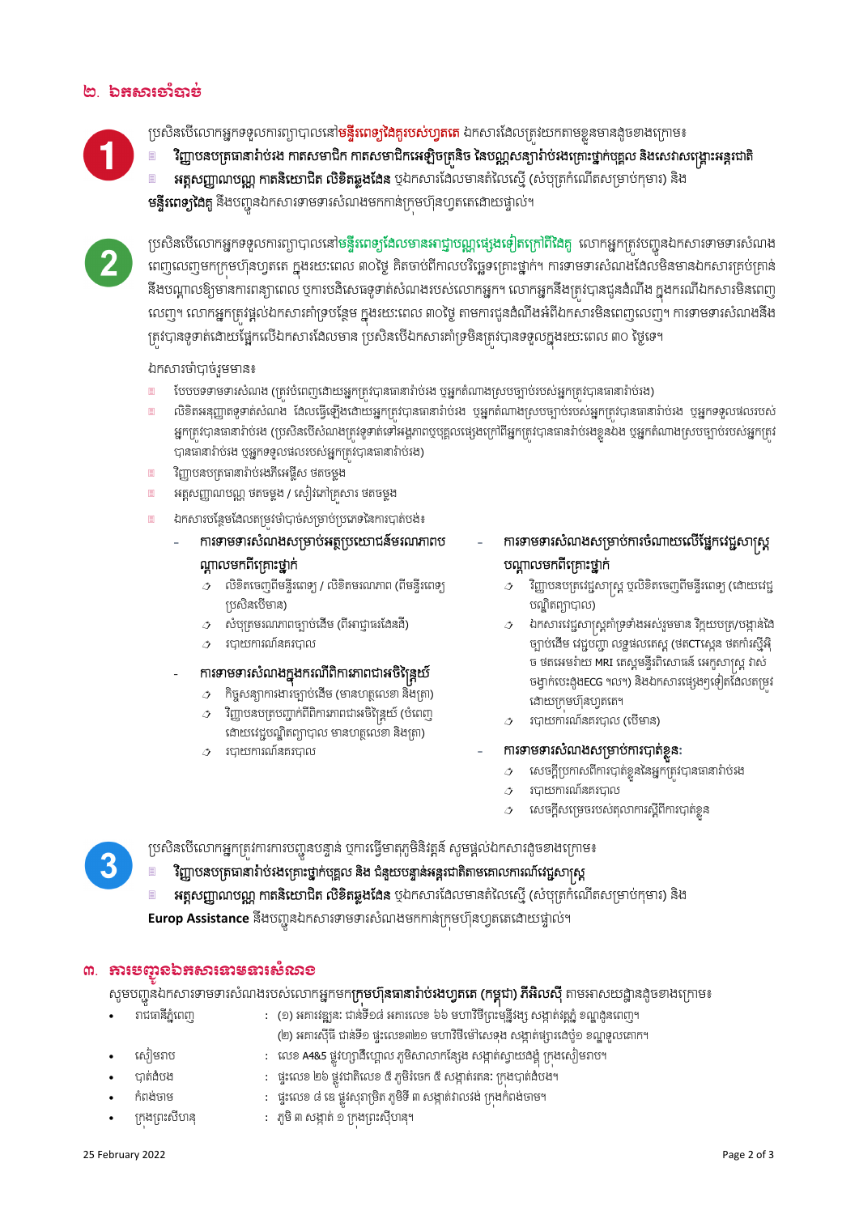## ២. ឯកសារចាំបាច់

**1**

ប្រសិនបើលោកអ្នកទទួលការព្យាបាលនៅ**មន្ទីរពេទ្យដៃគូរបស់ហ្វតេ** ឯកសារដែលត្រូវយកតាមខ្លួនមានដូចខាងក្រោម៖

- **វិញ្ញាបនបត្រធានារ៉ាប់រង កាតសមាជិក កាតសមាជិកអេឡិចត្រូនិច នៃបណ្ណសន្យារ៉ាប់រងគ្រោះថ្នាក់បុគ្គល និងសេវាសង្គ្រោះអន្តរជាតិ**
- **អត្តសញ្ញាណបណ្ណ កាតនិយោជិត លិខិតឆ្លងដែន** ឬឯកសារដែលមានតំលៃស្មើ (សំបុត្រកំណើតសម្រាប់កុមារ) និង

**មន្ទីរពេទ្យដៃគូ** នឹងបញ្ជូនឯកសារទាមទារសំណងមកកាន់ក្រុមហ៊ុនហ្វតេដោយផ្ទាល់។

**2**

ប្រសិនបើលោកអ្នកទទួលការព្យាបាលនៅ**មន្ទីរពេទ្យដែលមានអាជ្ញាបណ្ណផ្សេងទៀតក្រៅពីដៃគូ** លោកអ្នកត្រូវបញ្ជូនឯកសារទាមទារសំណងពេញលេញមកក្រុមហ៊ុនហ្វតេ ក្នុងរយៈពេល ៣០ថ្ងៃ គិតចាប់ពីកាលបរិច្ឆេទគ្រោះថ្នាក់។ ការទាមទារសំណងដែលមិនមានឯកសារគ្រប់គ្រាន់នឹងបណ្តាលឱ្យមានការពន្យាពេល ឬការបដិសេធទូទាត់សំណងរបស់លោកអ្នក។ លោកអ្នកនឹងត្រូវបានជូនដំណឹង ក្នុងករណីឯកសារមិនពេញលេញ។ លោកអ្នកត្រូវផ្តល់ឯកសារគាំទ្របន្ថែម ក្នុងរយៈពេល ៣០ថ្ងៃ តាមការជូនដំណឹងអំពីឯកសារមិនពេញលេញ។ ការទាមទារសំណងនឹងត្រូវបានទូទាត់ដោយផ្អែកលើឯកសារដែលមាន ប្រសិនបើឯកសារគាំទ្រមិនត្រូវបានទទួលក្នុងរយៈពេល ៣០ ថ្ងៃទេ។

ឯកសារចាំបាច់រួមមាន៖

- បែបបទទាមទារសំណង (ត្រូវបំពេញដោយអ្នកត្រូវបានធានារ៉ាប់រង ឬអ្នកតំណាងស្របច្បាប់របស់អ្នកត្រូវបានធានារ៉ាប់រង)
- លិខិតអនុញ្ញាតទូទាត់សំណង ដែលធ្វើឡើងដោយអ្នកត្រូវបានធានារ៉ាប់រង ឬអ្នកតំណាងស្របច្បាប់របស់អ្នកត្រូវបានធានារ៉ាប់រង ឬអ្នកទទួលផលរបស់អ្នកត្រូវបានធានារ៉ាប់រង (ប្រសិនបើសំណងត្រូវទូទាត់ទៅអង្គភាពបុគ្គលផ្សេងក្រៅពីអ្នកត្រូវបានធានារ៉ាប់រងខ្លួនឯង ឬអ្នកតំណាងស្របច្បាប់របស់អ្នកត្រូវបានធានារ៉ាប់រង ឬអ្នកទទួលផលរបស់អ្នកត្រូវបានធានារ៉ាប់រង)
- វិញ្ញាបនបត្រធានារ៉ាប់រងពីអេឡិស ថតចម្លង
- អត្តសញ្ញាណបណ្ណ ថតចម្លង / សៀវភៅគ្រួសារ ថតចម្លង
- ឯកសារបន្ថែមដែលតម្រូវចាំបាច់សម្រាប់ប្រភេទនៃការបាត់បង់៖
  - **ការទាមទារសំណងសម្រាប់អត្ថប្រយោជន៍មរណភាពបណ្តាលមកពីគ្រោះថ្នាក់**
    - លិខិតចេញពីមន្ទីរពេទ្យ / លិខិតមរណភាព (ពីមន្ទីរពេទ្យ ប្រសិនបើមាន)
    - សំបុត្រមរណភាពច្បាប់ដើម (ពីអាជ្ញាធរដែនដី)
    - របាយការណ៍នគរបាល
  - **ការទាមទារសំណងក្នុងករណីពិការភាពជាអចិន្ត្រៃយ៍**
    - កិច្ចសន្យាការងារច្បាប់ដើម (មានហត្ថលេខា និងត្រា)
    - វិញ្ញាបនបត្របញ្ជាក់ពីពិការភាពជាអចិន្ត្រៃយ៍ (បំពេញដោយវេជ្ជបណ្ឌិតព្យាបាល មានហត្ថលេខា និងត្រា)
    - របាយការណ៍នគរបាល
  - **ការទាមទារសំណងសម្រាប់ការចំណាយលើផ្នែកវេជ្ជសាស្ត្របណ្តាលមកពីគ្រោះថ្នាក់**
    - វិញ្ញាបនបត្រវេជ្ជសាស្ត្រ ឬលិខិតចេញពីមន្ទីរពេទ្យ (ដោយវេជ្ជបណ្ឌិតព្យាបាល)
    - ឯកសារវេជ្ជសាស្ត្រគាំទ្រទាំងអស់រួមមាន វិក្កយបត្រ/បង្កាន់ដៃច្បាប់ដើម វេជ្ជបញ្ជា លទ្ធផលតេស្ត (ថតCTស្កេន ថតកាំរស្មីអិច ថតអេមអ៊ែរ MRI តេស្តមន្ទីរពិសោធន៍ អេកូសាស្ត្រ វាស់ចង្វាក់បេះដូងECG ។ល។) និងឯកសារផ្សេងៗទៀតដែលតម្រូវដោយក្រុមហ៊ុនហ្វតេ។
    - របាយការណ៍នគរបាល (បើមាន)
  - **ការទាមទារសំណងសម្រាប់ការបាត់ខ្លួន:**
    - សេចក្តីប្រកាសពីការបាត់ខ្លួននៃអ្នកត្រូវបានធានារ៉ាប់រង
    - របាយការណ៍នគរបាល
    - សេចក្តីសម្រេចរបស់តុលាការស្តីពីការបាត់ខ្លួន

**3**

ប្រសិនបើលោកអ្នកត្រូវការការបញ្ជូនបន្ទាន់ ឬការធ្វើមាតុភូមិនិវត្តន៍ សូមផ្តល់ឯកសារដូចខាងក្រោម៖

- **វិញ្ញាបនបត្រធានារ៉ាប់រងគ្រោះថ្នាក់បុគ្គល និង ជំនួយបន្ទាន់អន្តរជាតិតាមគោលការណ៍វេជ្ជសាស្ត្រ**
- **អត្តសញ្ញាណបណ្ណ កាតនិយោជិត លិខិតឆ្លងដែន** ឬឯកសារដែលមានតំលៃស្មើ (សំបុត្រកំណើតសម្រាប់កុមារ) និង

**Europ Assistance** នឹងបញ្ជូនឯកសារទាមទារសំណងមកកាន់ក្រុមហ៊ុនហ្វតេដោយផ្ទាល់។

## ៣. ការបញ្ជូនឯកសារទាមទារសំណង

សូមបញ្ជូនឯកសារទាមទារសំណងរបស់លោកអ្នកមក**ក្រុមហ៊ុនធានារ៉ាប់រងហ្វតេ (កម្ពុជា) ភីអិលស៊ី** តាមអាសយដ្ឋានដូចខាងក្រោម៖

- រាជធានីភ្នំពេញ : (១) អគារខ្លូនេ: ជាន់ទី១៨ អគារលេខ ៦៦ មហាវិថីព្រះនរោត្តម សង្កាត់វត្តភ្នំ ខណ្ឌដូនពេញ។
  (២) អគារស៊ីធី ជាន់ទី១ ផ្ទះលេខ៣២០ មហាវិថីម៉ៅសេទុង សង្កាត់ផ្សារដេប៉ូ១ ខណ្ឌទួលគោក។
- សៀមរាប : លេខ A4&5 ផ្លូវហ្សាដឺហ្គោល ភូមិសាលាកន្សែង សង្កាត់ស្វាយដង្គំ ក្រុងសៀមរាប។
- បាត់ដំបង : ផ្ទះលេខ ២៦ ផ្លូវជាតិលេខ ៥ ភូមិរំចេក ៥ សង្កាត់រតនៈ ក្រុងបាត់ដំបង។
- កំពង់ចាម : ផ្ទះលេខ ៨ ខេ ផ្លូវសុរាម្រិត ភូមិទី ៣ សង្កាត់វាលវង់ ក្រុងកំពង់ចាម។
- ក្រុងព្រះសីហនុ : ភូមិ ៣ សង្កាត់ ១ ក្រុងព្រះសីហនុ។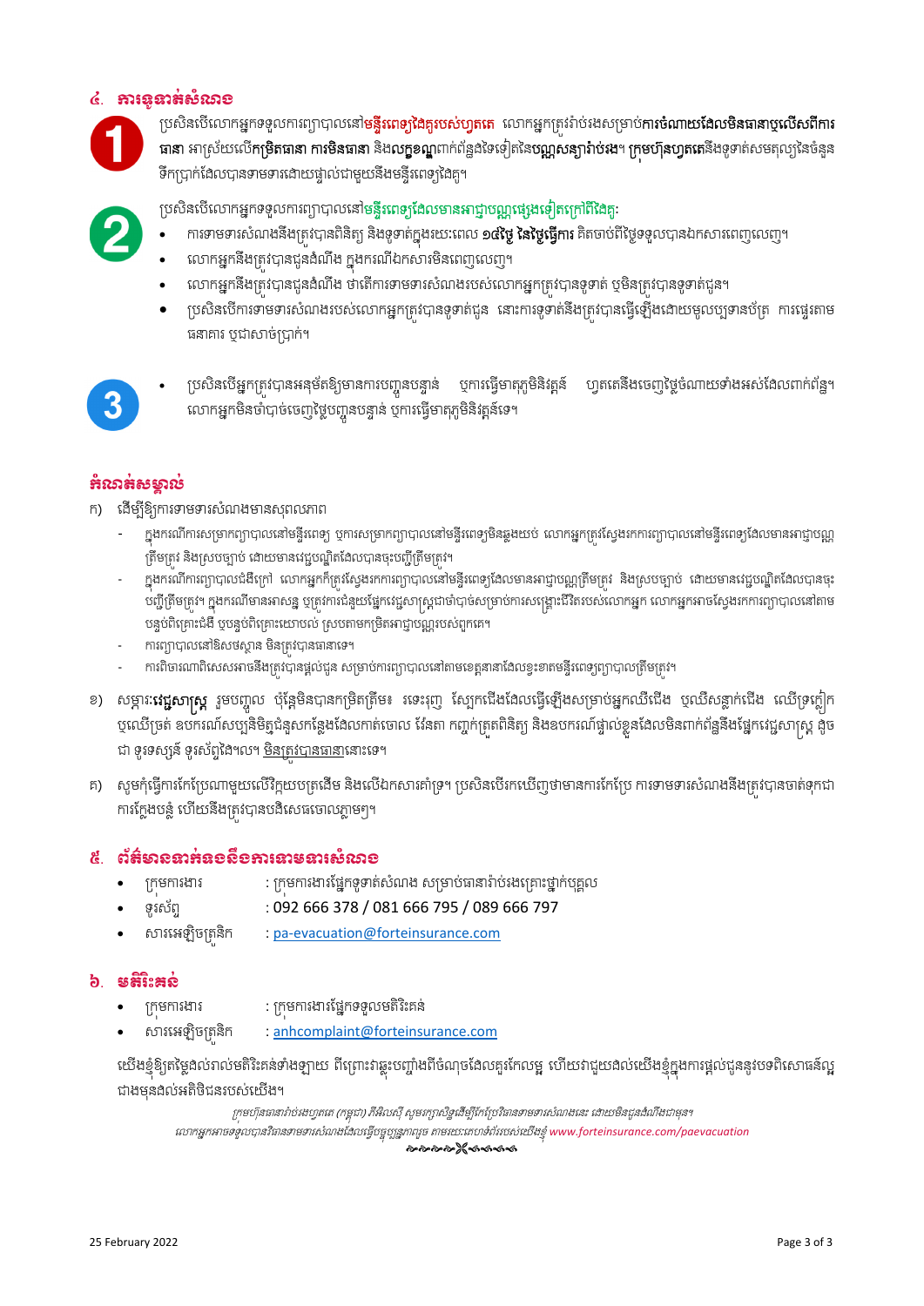## ៤. ការទូទាត់សំណង

1. ប្រសិនបើលោកអ្នកទទួលការព្យាបាលនៅ**មន្ទីរពេទ្យដៃគូរបស់ហ្វតតេ** លោកអ្នកត្រូវរ៉ាប់រងសម្រាប់**ការចំណាយដែលមិនធានាឬលើសពីការធានា** អាស្រ័យលើ**កម្រិតធានា ការមិនធានា** និង**លក្ខខណ្ឌ**ពាក់ព័ន្ធផ្សេងទៀតនៃ**បណ្ណសន្យារ៉ាប់រង**។ **ក្រុមហ៊ុនហ្វតតេ**នឹងទូទាត់សមតុល្យនៃចំនួនទឹកប្រាក់ដែលបានទាមទារដោយផ្ទាល់ជាមួយនឹងមន្ទីរពេទ្យដៃគូ។

2. ប្រសិនបើលោកអ្នកទទួលការព្យាបាលនៅ**មន្ទីរពេទ្យដែលមានអាជ្ញាបណ្ណផ្សេងទៀតក្រៅពីដៃគូ**:
   - ការទាមទារសំណងនឹងត្រូវបានពិនិត្យ និងទូទាត់ក្នុងរយៈពេល **១៤ថ្ងៃ នៃថ្ងៃធ្វើការ** គិតចាប់ពីថ្ងៃទទួលបានឯកសារពេញលេញ។
   - លោកអ្នកនឹងត្រូវបានជូនដំណឹង ក្នុងករណីឯកសារមិនពេញលេញ។
   - លោកអ្នកនឹងត្រូវបានជូនដំណឹង ថាតើការទាមទារសំណងរបស់លោកអ្នកត្រូវបានទូទាត់ ឬមិនត្រូវបានទូទាត់ជូន។
   - ប្រសិនបើការទាមទារសំណងរបស់លោកអ្នកត្រូវបានទូទាត់ជូន នោះការទូទាត់នឹងត្រូវបានធ្វើឡើងដោយមូលប្បទានប័ត្រ ការផ្ទេរតាមធនាគារ ឬជាសាច់ប្រាក់។

3. - ប្រសិនបើអ្នកត្រូវបានអនុម័តឱ្យមានការបញ្ជូនបន្ទាន់ ឬការធ្វើមាតុភូមិនិវត្តន៍ ហ្វតតេនឹងចេញថ្លៃចំណាយទាំងអស់ដែលពាក់ព័ន្ធ។ លោកអ្នកមិនចាំបាច់ចេញថ្លៃបញ្ជូនបន្ទាន់ ឬការធ្វើមាតុភូមិនិវត្តន៍ទេ។

## កំណត់សម្គាល់

ក) ដើម្បីឱ្យការទាមទារសំណងមានសុពលភាព
- ក្នុងករណីការសម្រាកព្យាបាលនៅមន្ទីរពេទ្យ ឬការសម្រាកព្យាបាលនៅមន្ទីរពេទ្យមិនឆ្លងយប់ លោកអ្នកត្រូវស្វែងរកការព្យាបាលនៅមន្ទីរពេទ្យដែលមានអាជ្ញាបណ្ណត្រឹមត្រូវ និងស្របច្បាប់ ដោយមានវេជ្ជបណ្ឌិតដែលបានចុះបញ្ជីត្រឹមត្រូវ។
- ក្នុងករណីការព្យាបាលជំងឺក្រៅ លោកអ្នកក៏ត្រូវស្វែងរកការព្យាបាលនៅមន្ទីរពេទ្យដែលមានអាជ្ញាបណ្ណត្រឹមត្រូវ និងស្របច្បាប់ ដោយមានវេជ្ជបណ្ឌិតដែលបានចុះបញ្ជីត្រឹមត្រូវ។ ក្នុងករណីមានអាសន្ន ឬត្រូវការជំនួយផ្នែកវេជ្ជសាស្ត្រជាចាំបាច់សម្រាប់ការសង្គ្រោះជីវិតរបស់លោកអ្នក លោកអ្នកអាចស្វែងរកការព្យាបាលនៅតាមបន្ទប់ពិគ្រោះជំងឺ ឬបន្ទប់ពិគ្រោះយោបល់ ស្របតាមកម្រិតអាជ្ញាបណ្ណរបស់ពួកគេ។
- ការព្យាបាលនៅឱសថស្ថាន មិនត្រូវបានធានាទេ។
- ការពិចារណាពិសេសអាចនឹងត្រូវបានផ្តល់ជូន សម្រាប់ការព្យាបាលនៅតាមខេត្តនានាដែលខ្វះខាតមន្ទីរពេទ្យព្យាបាលត្រឹមត្រូវ។

ខ) សម្ភារៈ**វេជ្ជសាស្ត្រ** រួមបញ្ចូល ប៉ុន្តែមិនបានកម្រិតត្រឹមៈ ខោះគ្រញ ស្បែកជើងដែលធ្វើឡើងសម្រាប់អ្នកឈឺជើង ឬឈើសន្លាក់ជើង ឈើច្រត់ក្លៀក ឬឈើច្រត់ ឧបករណ៍សប្បនិម្មិតជំនួសកន្លែងដែលកាត់ចោល វ៉ែនតា កញ្ចក់ត្រូតពិនិត្យ និងឧបករណ៍ផ្ទាល់ខ្លួនដែលមិនពាក់ព័ន្ធនឹងផ្នែកវេជ្ជសាស្ត្រ ដូចជា ទូរទស្សន៍ ទូរស័ព្ទដៃ។ល។ <u>មិនត្រូវបានធានា</u>នោះទេ។

គ) សូមកុំធ្វើការកែប្រែណាមួយលើវិក្កយបត្រដើម និងលើឯកសារគាំទ្រ។ ប្រសិនបើរកឃើញថាមានការកែប្រែ ការទាមទារសំណងនឹងត្រូវបានចាត់ទុកជាការក្លែងបន្លំ ហើយនឹងត្រូវបានបដិសេធចោលភ្លាមៗ។

## ៥. ព័ត៌មានទាក់ទងនឹងការទាមទារសំណង

- ក្រុមការងារ : ក្រុមការងារផ្នែកទូទាត់សំណង សម្រាប់ធានារ៉ាប់រងគ្រោះថ្នាក់បុគ្គល
- ទូរស័ព្ទ : 092 666 378 / 081 666 795 / 089 666 797
- សារអេឡិចត្រូនិក : pa-evacuation@forteinsurance.com

## ៦. មតិរិះគន់

- ក្រុមការងារ : ក្រុមការងារផ្នែកទទួលមតិរិះគន់
- សារអេឡិចត្រូនិក : anhcomplaint@forteinsurance.com

យើងខ្ញុំឱ្យតម្លៃដល់រាល់មតិរិះគន់ទាំងឡាយ ពីព្រោះវាឆ្លុះបញ្ចាំងពីចំណុចដែលគួរកែលម្អ ហើយវាជួយដល់យើងខ្ញុំក្នុងការផ្តល់ជូននូវបទពិសោធន៍ល្អជាងមុនដល់អតិថិជនរបស់យើង។

*ក្រុមហ៊ុនធានារ៉ាប់រងហ្វតតេ (កម្ពុជា) ភីអិលស៊ី សូមរក្សាសិទ្ធិដើម្បីកែប្រែវិធានទាមទារសំណងនេះ ដោយមិនជូនដំណឹងជាមុន។*

*លោកអ្នកអាចទទួលបានវិធានទាមទារសំណងដែលធ្វើបច្ចុប្បន្នភាពចុង តាមរយៈគេហទំព័ររបស់យើងខ្ញុំ www.forteinsurance.com/paevacuation*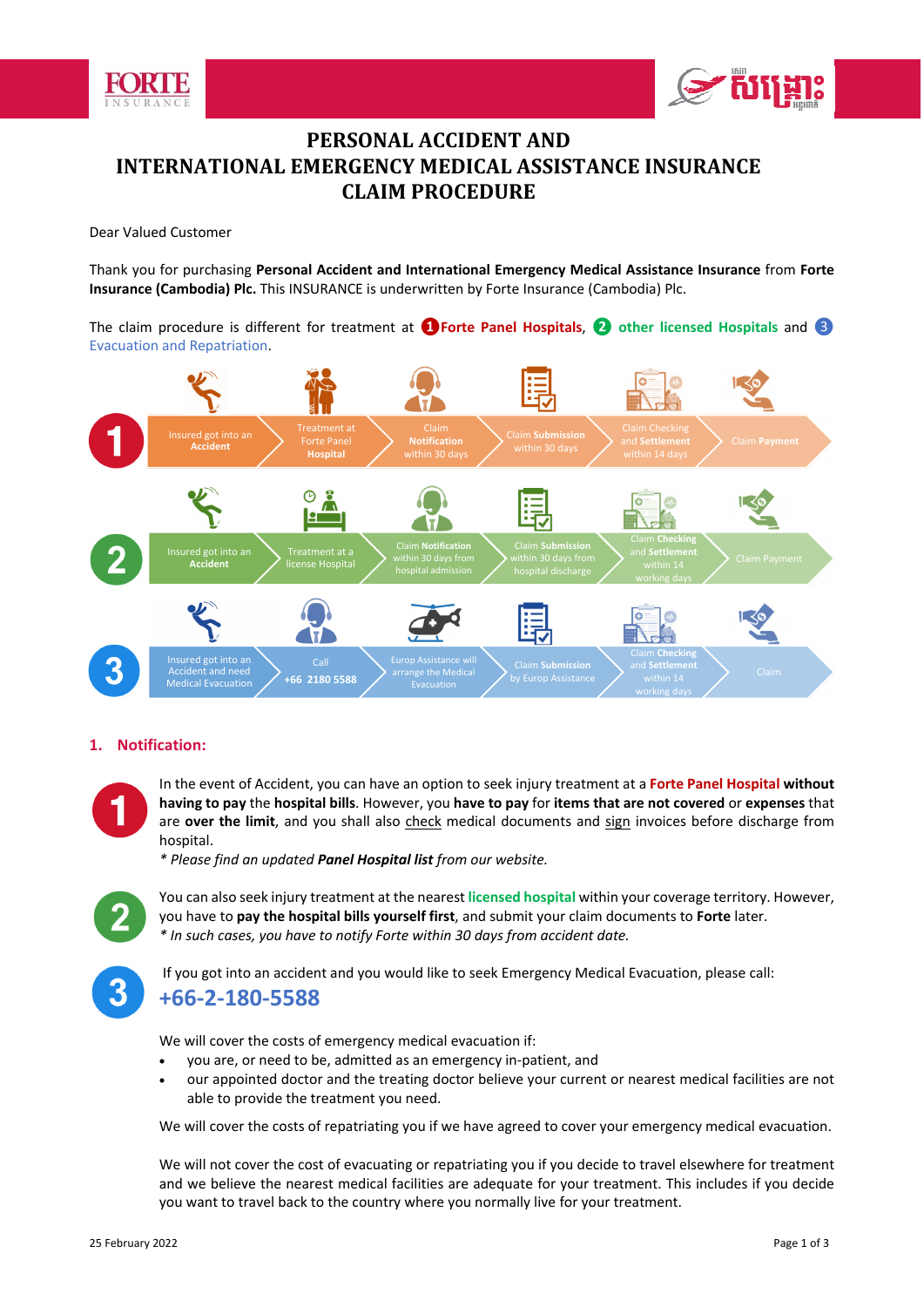# PERSONAL ACCIDENT AND INTERNATIONAL EMERGENCY MEDICAL ASSISTANCE INSURANCE CLAIM PROCEDURE

Dear Valued Customer

Thank you for purchasing **Personal Accident and International Emergency Medical Assistance Insurance** from **Forte Insurance (Cambodia) Plc.** This INSURANCE is underwritten by Forte Insurance (Cambodia) Plc.

The claim procedure is different for treatment at 1 **Forte Panel Hospitals**, 2 **other licensed Hospitals** and 3 Evacuation and Repatriation.

| | Step 1 | Step 2 | Step 3 | Step 4 | Step 5 | Step 6 |
|---|---|---|---|---|---|---|
| 1 | Insured got into an **Accident** | Treatment at Forte Panel **Hospital** | Claim **Notification** within 30 days | Claim **Submission** within 30 days | Claim Checking and **Settlement** within 14 days | Claim **Payment** |
| 2 | Insured got into an **Accident** | Treatment at a license Hospital | Claim **Notification** within 30 days from hospital admission | Claim **Submission** within 30 days from hospital discharge | Claim Checking and **Settlement** within 14 working days | Claim Payment |
| 3 | Insured got into an Accident and need Medical Evacuation | Call **+66 2180 5588** | Europ Assistance will arrange the Medical Evacuation | Claim **Submission** by Europ Assistance | Claim Checking and **Settlement** within 14 working days | Claim |

## 1. Notification:

1 In the event of Accident, you can have an option to seek injury treatment at a **Forte Panel Hospital without having to pay** the **hospital bills**. However, you **have to pay** for **items that are not covered** or **expenses** that are **over the limit**, and you shall also check medical documents and sign invoices before discharge from hospital.

*\* Please find an updated **Panel Hospital list** from our website.*

2 You can also seek injury treatment at the nearest **licensed hospital** within your coverage territory. However, you have to **pay the hospital bills yourself first**, and submit your claim documents to **Forte** later.

*\* In such cases, you have to notify Forte within 30 days from accident date.*

3 If you got into an accident and you would like to seek Emergency Medical Evacuation, please call:

**+66-2-180-5588**

We will cover the costs of emergency medical evacuation if:

- you are, or need to be, admitted as an emergency in-patient, and
- our appointed doctor and the treating doctor believe your current or nearest medical facilities are not able to provide the treatment you need.

We will cover the costs of repatriating you if we have agreed to cover your emergency medical evacuation.

We will not cover the cost of evacuating or repatriating you if you decide to travel elsewhere for treatment and we believe the nearest medical facilities are adequate for your treatment. This includes if you decide you want to travel back to the country where you normally live for your treatment.

25 February 2022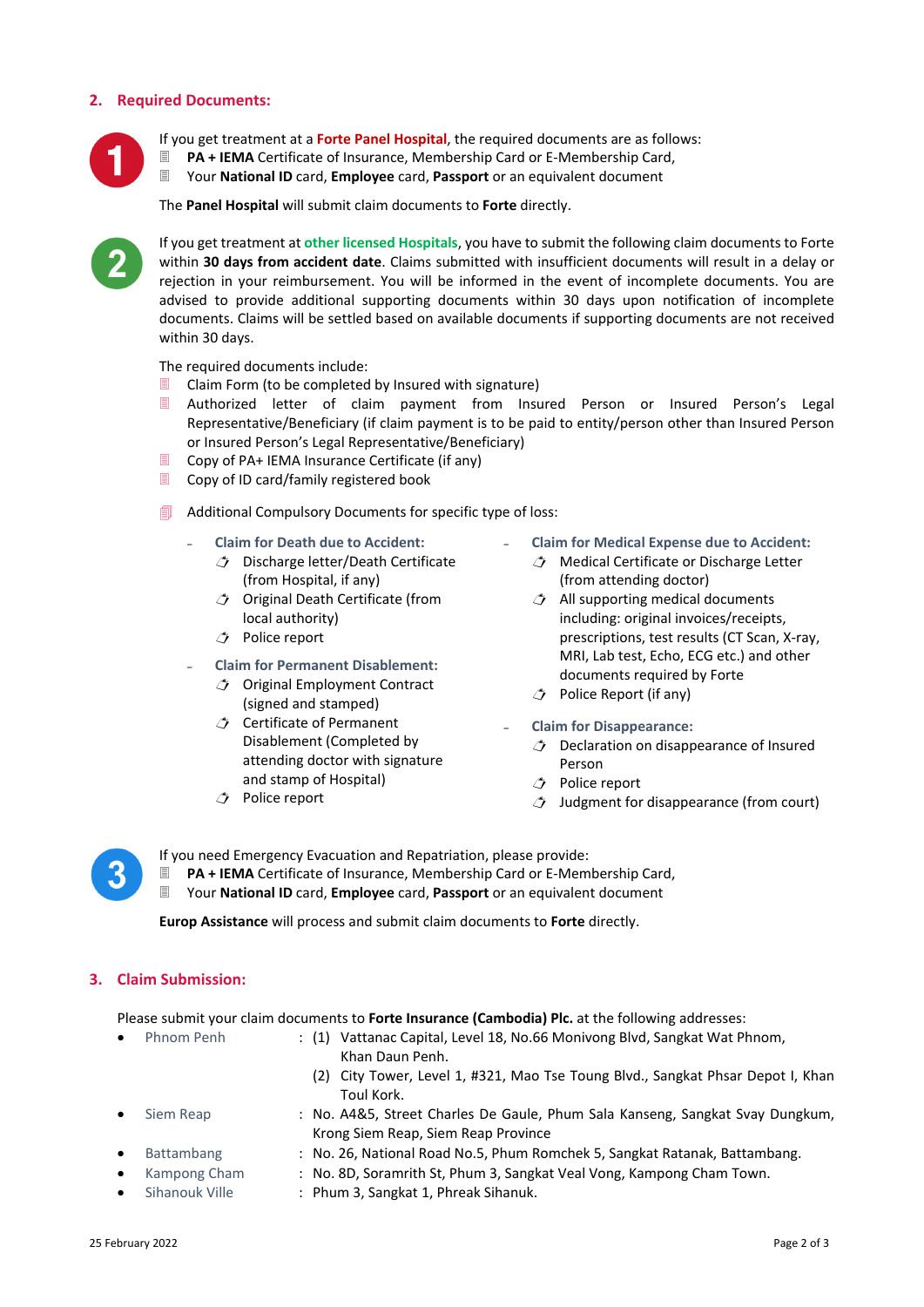## 2. Required Documents:

**1**

If you get treatment at a **Forte Panel Hospital**, the required documents are as follows:

- **PA + IEMA** Certificate of Insurance, Membership Card or E-Membership Card,
- Your **National ID** card, **Employee** card, **Passport** or an equivalent document

The **Panel Hospital** will submit claim documents to **Forte** directly.

**2**

If you get treatment at **other licensed Hospitals**, you have to submit the following claim documents to Forte within **30 days from accident date**. Claims submitted with insufficient documents will result in a delay or rejection in your reimbursement. You will be informed in the event of incomplete documents. You are advised to provide additional supporting documents within 30 days upon notification of incomplete documents. Claims will be settled based on available documents if supporting documents are not received within 30 days.

The required documents include:

- Claim Form (to be completed by Insured with signature)
- Authorized letter of claim payment from Insured Person or Insured Person's Legal Representative/Beneficiary (if claim payment is to be paid to entity/person other than Insured Person or Insured Person's Legal Representative/Beneficiary)
- Copy of PA+ IEMA Insurance Certificate (if any)
- Copy of ID card/family registered book
- Additional Compulsory Documents for specific type of loss:
  - **Claim for Death due to Accident:**
    - Discharge letter/Death Certificate (from Hospital, if any)
    - Original Death Certificate (from local authority)
    - Police report
  - **Claim for Permanent Disablement:**
    - Original Employment Contract (signed and stamped)
    - Certificate of Permanent Disablement (Completed by attending doctor with signature and stamp of Hospital)
    - Police report
  - **Claim for Medical Expense due to Accident:**
    - Medical Certificate or Discharge Letter (from attending doctor)
    - All supporting medical documents including: original invoices/receipts, prescriptions, test results (CT Scan, X-ray, MRI, Lab test, Echo, ECG etc.) and other documents required by Forte
    - Police Report (if any)
  - **Claim for Disappearance:**
    - Declaration on disappearance of Insured Person
    - Police report
    - Judgment for disappearance (from court)

**3**

If you need Emergency Evacuation and Repatriation, please provide:

- **PA + IEMA** Certificate of Insurance, Membership Card or E-Membership Card,
- Your **National ID** card, **Employee** card, **Passport** or an equivalent document

**Europ Assistance** will process and submit claim documents to **Forte** directly.

## 3. Claim Submission:

Please submit your claim documents to **Forte Insurance (Cambodia) Plc.** at the following addresses:

- Phnom Penh : (1) Vattanac Capital, Level 18, No.66 Monivong Blvd, Sangkat Wat Phnom, Khan Daun Penh.
  (2) City Tower, Level 1, #321, Mao Tse Toung Blvd., Sangkat Phsar Depot I, Khan Toul Kork.
- Siem Reap : No. A4&5, Street Charles De Gaule, Phum Sala Kanseng, Sangkat Svay Dungkum, Krong Siem Reap, Siem Reap Province
- Battambang : No. 26, National Road No.5, Phum Romchek 5, Sangkat Ratanak, Battambang.
- Kampong Cham : No. 8D, Soramrith St, Phum 3, Sangkat Veal Vong, Kampong Cham Town.
- Sihanouk Ville : Phum 3, Sangkat 1, Phreak Sihanuk.

25 February 2022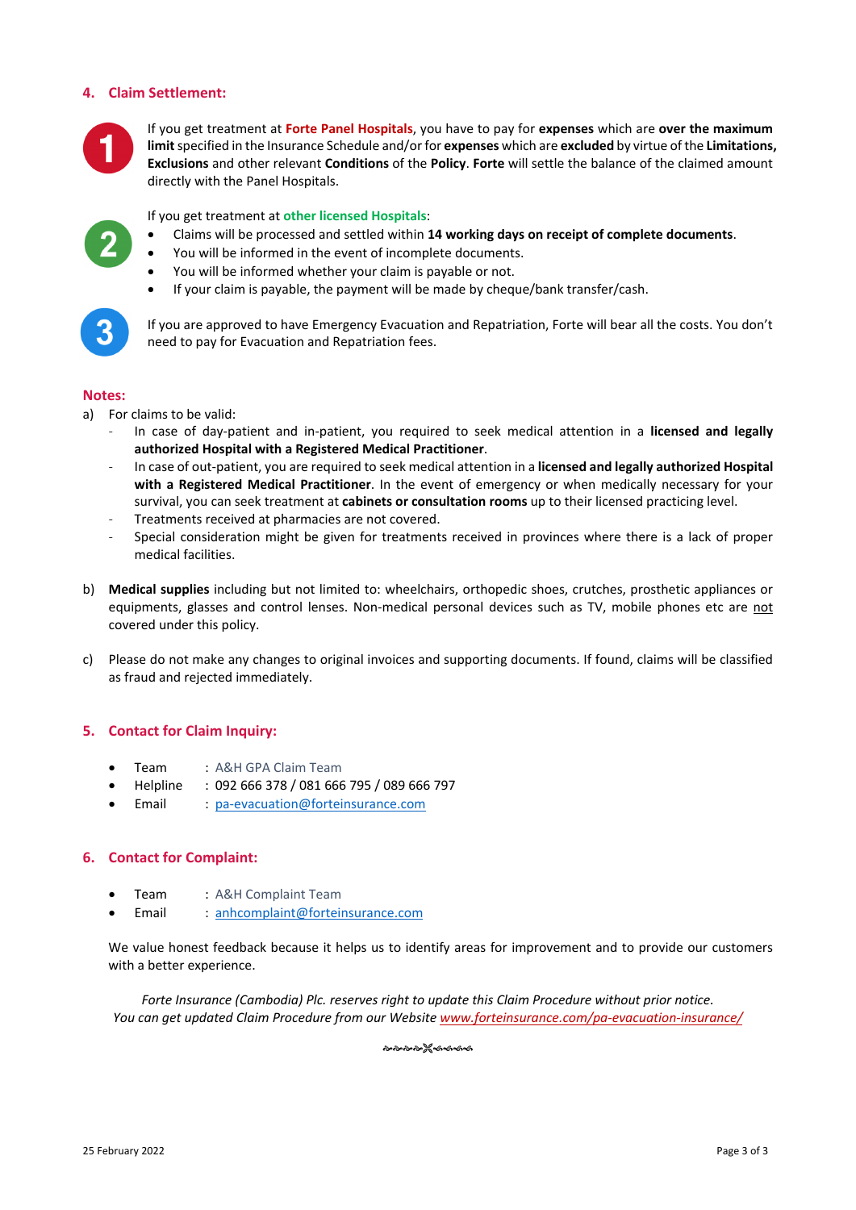## 4. Claim Settlement:

1. If you get treatment at **Forte Panel Hospitals**, you have to pay for **expenses** which are **over the maximum limit** specified in the Insurance Schedule and/or for **expenses** which are **excluded** by virtue of the **Limitations, Exclusions** and other relevant **Conditions** of the **Policy**. **Forte** will settle the balance of the claimed amount directly with the Panel Hospitals.

2. If you get treatment at **other licensed Hospitals**:
   - Claims will be processed and settled within **14 working days on receipt of complete documents**.
   - You will be informed in the event of incomplete documents.
   - You will be informed whether your claim is payable or not.
   - If your claim is payable, the payment will be made by cheque/bank transfer/cash.

3. If you are approved to have Emergency Evacuation and Repatriation, Forte will bear all the costs. You don't need to pay for Evacuation and Repatriation fees.

**Notes:**

a) For claims to be valid:
   - In case of day-patient and in-patient, you required to seek medical attention in a **licensed and legally authorized Hospital with a Registered Medical Practitioner**.
   - In case of out-patient, you are required to seek medical attention in a **licensed and legally authorized Hospital with a Registered Medical Practitioner**. In the event of emergency or when medically necessary for your survival, you can seek treatment at **cabinets or consultation rooms** up to their licensed practicing level.
   - Treatments received at pharmacies are not covered.
   - Special consideration might be given for treatments received in provinces where there is a lack of proper medical facilities.

b) **Medical supplies** including but not limited to: wheelchairs, orthopedic shoes, crutches, prosthetic appliances or equipments, glasses and control lenses. Non-medical personal devices such as TV, mobile phones etc are not covered under this policy.

c) Please do not make any changes to original invoices and supporting documents. If found, claims will be classified as fraud and rejected immediately.

## 5. Contact for Claim Inquiry:

- Team : A&H GPA Claim Team
- Helpline : 092 666 378 / 081 666 795 / 089 666 797
- Email : pa-evacuation@forteinsurance.com

## 6. Contact for Complaint:

- Team : A&H Complaint Team
- Email : anhcomplaint@forteinsurance.com

We value honest feedback because it helps us to identify areas for improvement and to provide our customers with a better experience.

*Forte Insurance (Cambodia) Plc. reserves right to update this Claim Procedure without prior notice.*
*You can get updated Claim Procedure from our Website www.forteinsurance.com/pa-evacuation-insurance/*

25 February 2022